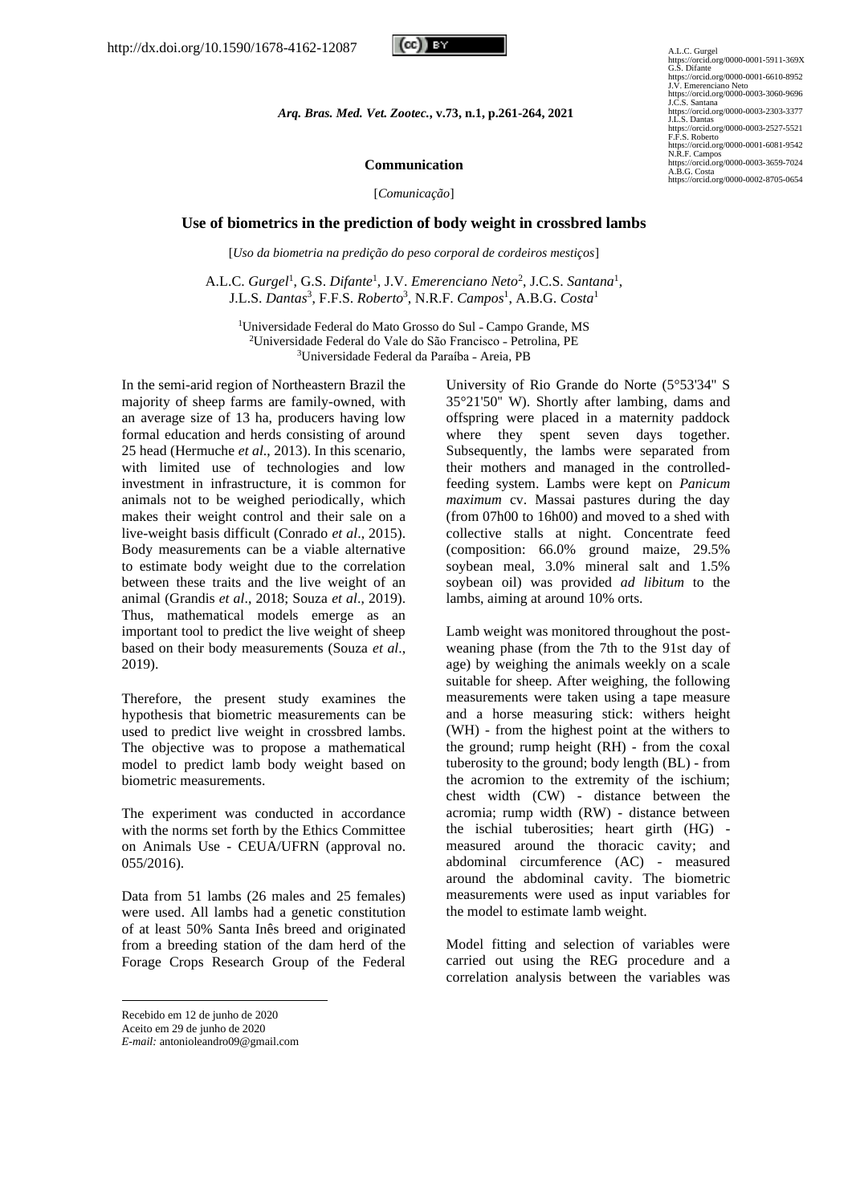http://dx.doi.org/10.1590/1678-4162-12087

A.L.C. Gurgel
https://orcid.org/0000-0001-5911-369X
G.S. Difante
https://orcid.org/0000-0001-6610-8952
J.V. Emerenciano Neto
https://orcid.org/0000-0003-3060-9696
J.C.S. Santana
https://orcid.org/0000-0003-2303-3377
J.L.S. Dantas
https://orcid.org/0000-0003-2527-5521
F.F.S. Roberto
https://orcid.org/0000-0001-6081-9542
N.R.F. Campos
https://orcid.org/0000-0003-3659-7024
A.B.G. Costa
https://orcid.org/0000-0002-8705-0654

**Communication**

[*Comunicação*]

## Use of biometrics in the prediction of body weight in crossbred lambs

[*Uso da biometria na predição do peso corporal de cordeiros mestiços*]

A.L.C. *Gurgel*[1], G.S. *Difante*[1], J.V. *Emerenciano Neto*[2], J.C.S. *Santana*[1], J.L.S. *Dantas*[3], F.F.S. *Roberto*[3], N.R.F. *Campos*[1], A.B.G. *Costa*[1]

[1]Universidade Federal do Mato Grosso do Sul - Campo Grande, MS
[2]Universidade Federal do Vale do São Francisco - Petrolina, PE
[3]Universidade Federal da Paraíba - Areia, PB

In the semi-arid region of Northeastern Brazil the majority of sheep farms are family-owned, with an average size of 13 ha, producers having low formal education and herds consisting of around 25 head (Hermuche *et al*., 2013). In this scenario, with limited use of technologies and low investment in infrastructure, it is common for animals not to be weighed periodically, which makes their weight control and their sale on a live-weight basis difficult (Conrado *et al*., 2015). Body measurements can be a viable alternative to estimate body weight due to the correlation between these traits and the live weight of an animal (Grandis *et al*., 2018; Souza *et al*., 2019). Thus, mathematical models emerge as an important tool to predict the live weight of sheep based on their body measurements (Souza *et al*., 2019).

Therefore, the present study examines the hypothesis that biometric measurements can be used to predict live weight in crossbred lambs. The objective was to propose a mathematical model to predict lamb body weight based on biometric measurements.

The experiment was conducted in accordance with the norms set forth by the Ethics Committee on Animals Use - CEUA/UFRN (approval no. 055/2016).

Data from 51 lambs (26 males and 25 females) were used. All lambs had a genetic constitution of at least 50% Santa Inês breed and originated from a breeding station of the dam herd of the Forage Crops Research Group of the Federal University of Rio Grande do Norte (5°53'34" S 35°21'50" W). Shortly after lambing, dams and offspring were placed in a maternity paddock where they spent seven days together. Subsequently, the lambs were separated from their mothers and managed in the controlled-feeding system. Lambs were kept on *Panicum maximum* cv. Massai pastures during the day (from 07h00 to 16h00) and moved to a shed with collective stalls at night. Concentrate feed (composition: 66.0% ground maize, 29.5% soybean meal, 3.0% mineral salt and 1.5% soybean oil) was provided *ad libitum* to the lambs, aiming at around 10% orts.

Lamb weight was monitored throughout the post-weaning phase (from the 7th to the 91st day of age) by weighing the animals weekly on a scale suitable for sheep. After weighing, the following measurements were taken using a tape measure and a horse measuring stick: withers height (WH) - from the highest point at the withers to the ground; rump height (RH) - from the coxal tuberosity to the ground; body length (BL) - from the acromion to the extremity of the ischium; chest width (CW) - distance between the acromia; rump width (RW) - distance between the ischial tuberosities; heart girth (HG) - measured around the thoracic cavity; and abdominal circumference (AC) - measured around the abdominal cavity. The biometric measurements were used as input variables for the model to estimate lamb weight.

Model fitting and selection of variables were carried out using the REG procedure and a correlation analysis between the variables was

Recebido em 12 de junho de 2020
Aceito em 29 de junho de 2020
*E-mail:* antonioleandro09@gmail.com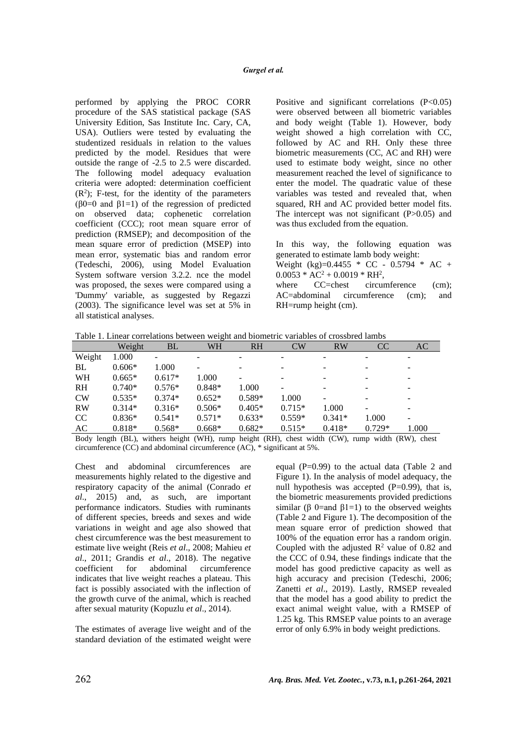performed by applying the PROC CORR procedure of the SAS statistical package (SAS University Edition, Sas Institute Inc. Cary, CA, USA). Outliers were tested by evaluating the studentized residuals in relation to the values predicted by the model. Residues that were outside the range of -2.5 to 2.5 were discarded. The following model adequacy evaluation criteria were adopted: determination coefficient ($R^2$); F-test, for the identity of the parameters ($\beta 0=0$ and $\beta 1=1$) of the regression of predicted on observed data; cophenetic correlation coefficient (CCC); root mean square error of prediction (RMSEP); and decomposition of the mean square error of prediction (MSEP) into mean error, systematic bias and random error (Tedeschi, 2006), using Model Evaluation System software version 3.2.2. nce the model was proposed, the sexes were compared using a 'Dummy' variable, as suggested by Regazzi (2003). The significance level was set at 5% in all statistical analyses.

Positive and significant correlations ($P<0.05$) were observed between all biometric variables and body weight (Table 1). However, body weight showed a high correlation with CC, followed by AC and RH. Only these three biometric measurements (CC, AC and RH) were used to estimate body weight, since no other measurement reached the level of significance to enter the model. The quadratic value of these variables was tested and revealed that, when squared, RH and AC provided better model fits. The intercept was not significant ($P>0.05$) and was thus excluded from the equation.

In this way, the following equation was generated to estimate lamb body weight:

Weight (kg)=$0.4455 * CC - 0.5794 * AC + 0.0053 * AC^2 + 0.0019 * RH^2$,

where CC=chest circumference (cm); AC=abdominal circumference (cm); and RH=rump height (cm).

Table 1. Linear correlations between weight and biometric variables of crossbred lambs

| | Weight | BL | WH | RH | CW | RW | CC | AC |
|---|---|---|---|---|---|---|---|---|
| Weight | 1.000 | - | - | - | - | - | - | - |
| BL | 0.606* | 1.000 | - | - | - | - | - | - |
| WH | 0.665* | 0.617* | 1.000 | - | - | - | - | - |
| RH | 0.740* | 0.576* | 0.848* | 1.000 | - | - | - | - |
| CW | 0.535* | 0.374* | 0.652* | 0.589* | 1.000 | - | - | - |
| RW | 0.314* | 0.316* | 0.506* | 0.405* | 0.715* | 1.000 | - | - |
| CC | 0.836* | 0.541* | 0.571* | 0.633* | 0.559* | 0.341* | 1.000 | - |
| AC | 0.818* | 0.568* | 0.668* | 0.682* | 0.515* | 0.418* | 0.729* | 1.000 |

Body length (BL), withers height (WH), rump height (RH), chest width (CW), rump width (RW), chest circumference (CC) and abdominal circumference (AC), * significant at 5%.

Chest and abdominal circumferences are measurements highly related to the digestive and respiratory capacity of the animal (Conrado *et al*., 2015) and, as such, are important performance indicators. Studies with ruminants of different species, breeds and sexes and wide variations in weight and age also showed that chest circumference was the best measurement to estimate live weight (Reis *et al*., 2008; Mahieu *et al*., 2011; Grandis *et al*., 2018). The negative coefficient for abdominal circumference indicates that live weight reaches a plateau. This fact is possibly associated with the inflection of the growth curve of the animal, which is reached after sexual maturity (Kopuzlu *et al*., 2014).

The estimates of average live weight and of the standard deviation of the estimated weight were equal ($P=0.99$) to the actual data (Table 2 and Figure 1). In the analysis of model adequacy, the null hypothesis was accepted ($P=0.99$), that is, the biometric measurements provided predictions similar ($\beta$ 0=and $\beta 1=1$) to the observed weights (Table 2 and Figure 1). The decomposition of the mean square error of prediction showed that 100% of the equation error has a random origin. Coupled with the adjusted $R^2$ value of 0.82 and the CCC of 0.94, these findings indicate that the model has good predictive capacity as well as high accuracy and precision (Tedeschi, 2006; Zanetti *et al*., 2019). Lastly, RMSEP revealed that the model has a good ability to predict the exact animal weight value, with a RMSEP of 1.25 kg. This RMSEP value points to an average error of only 6.9% in body weight predictions.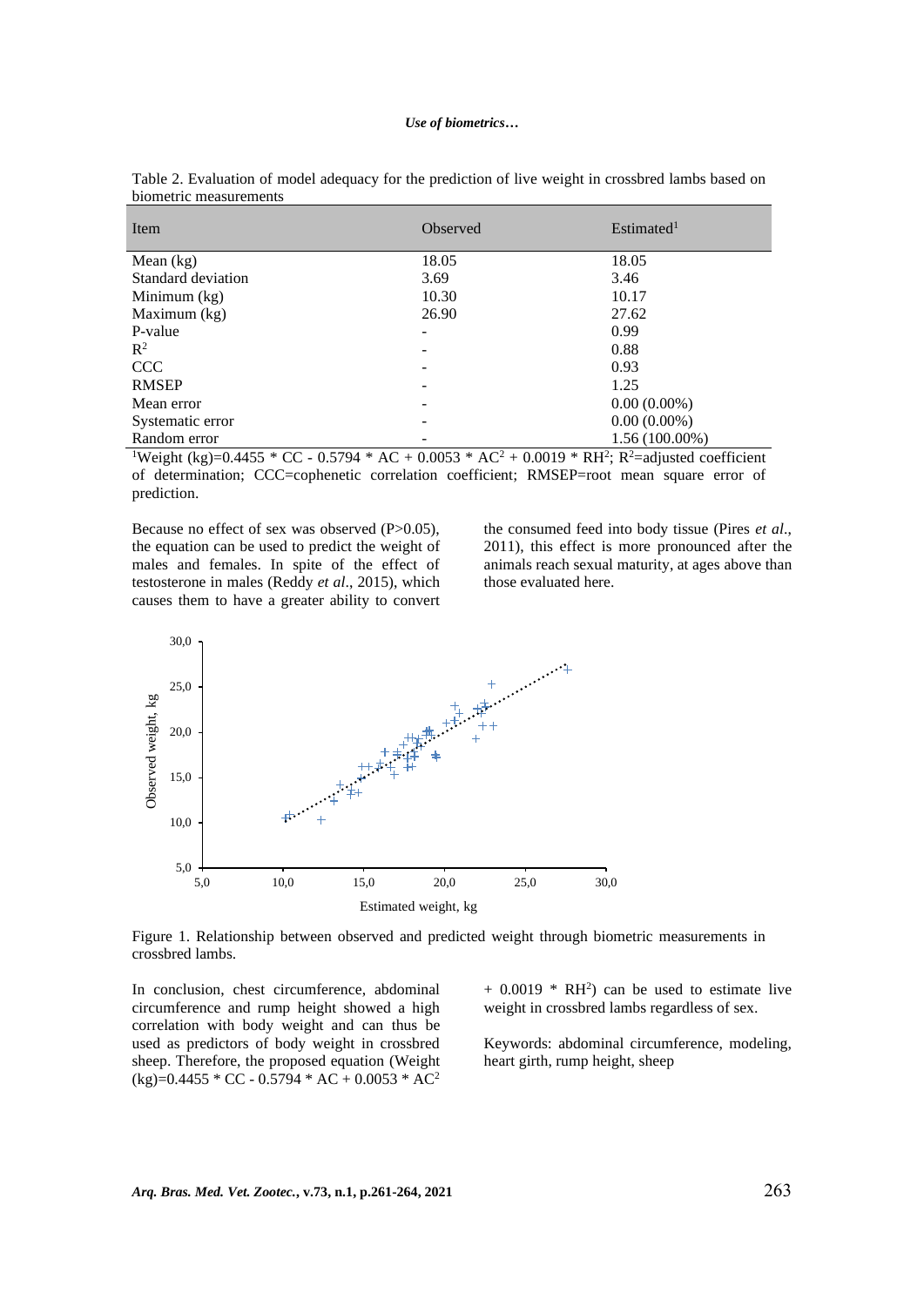Table 2. Evaluation of model adequacy for the prediction of live weight in crossbred lambs based on biometric measurements

| Item | Observed | Estimated[1] |
|---|---|---|
| Mean (kg) | 18.05 | 18.05 |
| Standard deviation | 3.69 | 3.46 |
| Minimum (kg) | 10.30 | 10.17 |
| Maximum (kg) | 26.90 | 27.62 |
| P-value | - | 0.99 |
| $R^2$ | - | 0.88 |
| CCC | - | 0.93 |
| RMSEP | - | 1.25 |
| Mean error | - | 0.00 (0.00%) |
| Systematic error | - | 0.00 (0.00%) |
| Random error | - | 1.56 (100.00%) |

[1]Weight (kg)=0.4455 * CC - 0.5794 * AC + 0.0053 * $AC^2$ + 0.0019 * $RH^2$; $R^2$=adjusted coefficient of determination; CCC=cophenetic correlation coefficient; RMSEP=root mean square error of prediction.

Because no effect of sex was observed (P>0.05), the equation can be used to predict the weight of males and females. In spite of the effect of testosterone in males (Reddy *et al*., 2015), which causes them to have a greater ability to convert the consumed feed into body tissue (Pires *et al*., 2011), this effect is more pronounced after the animals reach sexual maturity, at ages above than those evaluated here.

Figure 1. Relationship between observed and predicted weight through biometric measurements in crossbred lambs.

In conclusion, chest circumference, abdominal circumference and rump height showed a high correlation with body weight and can thus be used as predictors of body weight in crossbred sheep. Therefore, the proposed equation (Weight (kg)=0.4455 * CC - 0.5794 * AC + 0.0053 * $AC^2$ + 0.0019 * $RH^2$) can be used to estimate live weight in crossbred lambs regardless of sex.

Keywords: abdominal circumference, modeling, heart girth, rump height, sheep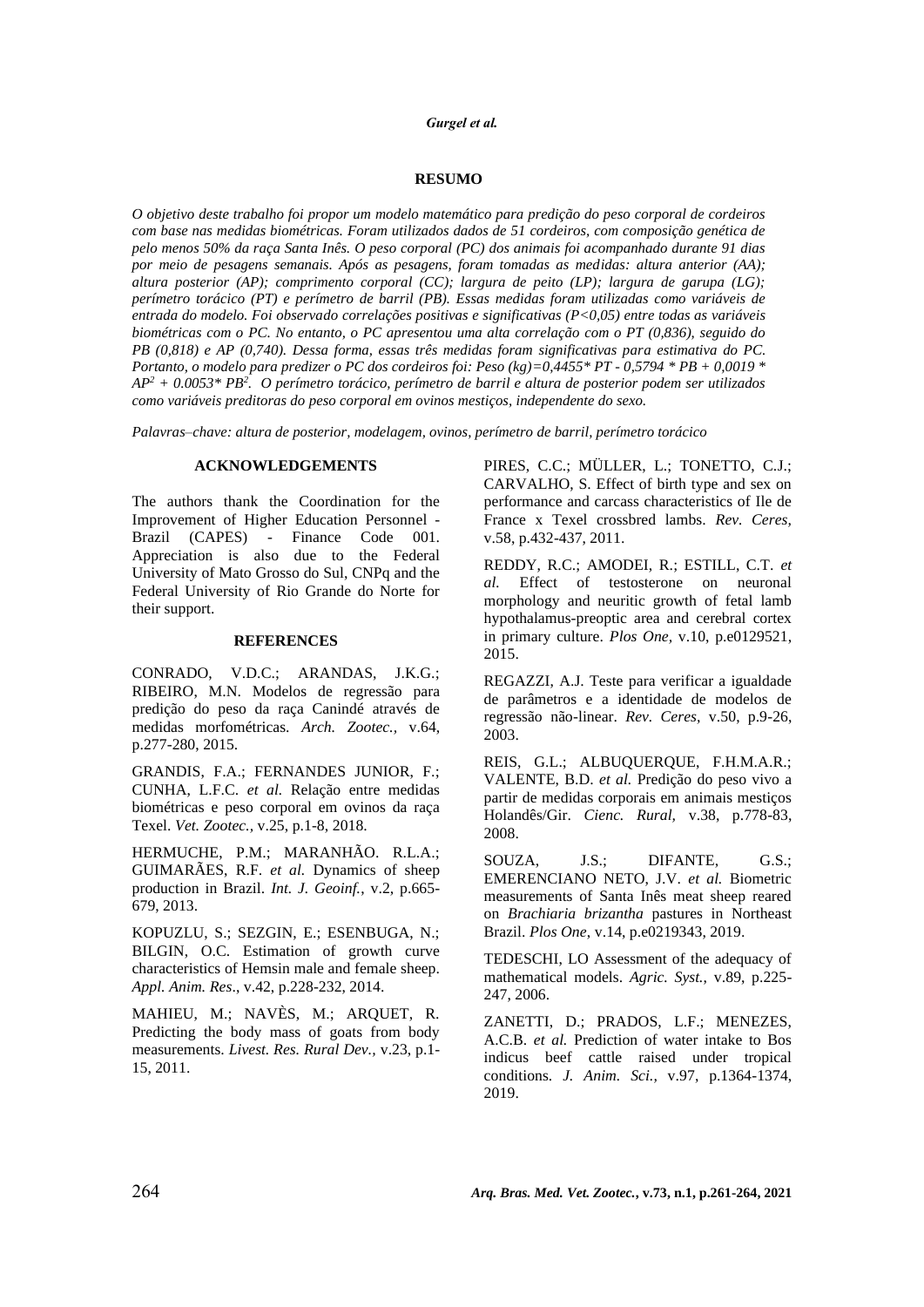## RESUMO

*O objetivo deste trabalho foi propor um modelo matemático para predição do peso corporal de cordeiros com base nas medidas biométricas. Foram utilizados dados de 51 cordeiros, com composição genética de pelo menos 50% da raça Santa Inês. O peso corporal (PC) dos animais foi acompanhado durante 91 dias por meio de pesagens semanais. Após as pesagens, foram tomadas as medidas: altura anterior (AA); altura posterior (AP); comprimento corporal (CC); largura de peito (LP); largura de garupa (LG); perímetro torácico (PT) e perímetro de barril (PB). Essas medidas foram utilizadas como variáveis de entrada do modelo. Foi observado correlações positivas e significativas ($P<0,05$) entre todas as variáveis biométricas com o PC. No entanto, o PC apresentou uma alta correlação com o PT (0,836), seguido do PB (0,818) e AP (0,740). Dessa forma, essas três medidas foram significativas para estimativa do PC. Portanto, o modelo para predizer o PC dos cordeiros foi: Peso (kg)=0,4455\* PT - 0,5794 \* PB + 0,0019 \* $AP^2$ + 0.0053\* $PB^2$. O perímetro torácico, perímetro de barril e altura de posterior podem ser utilizados como variáveis preditoras do peso corporal em ovinos mestiços, independente do sexo.*

*Palavras–chave: altura de posterior, modelagem, ovinos, perímetro de barril, perímetro torácico*

## ACKNOWLEDGEMENTS

The authors thank the Coordination for the Improvement of Higher Education Personnel - Brazil (CAPES) - Finance Code 001. Appreciation is also due to the Federal University of Mato Grosso do Sul, CNPq and the Federal University of Rio Grande do Norte for their support.

## REFERENCES

CONRADO, V.D.C.; ARANDAS, J.K.G.; RIBEIRO, M.N. Modelos de regressão para predição do peso da raça Canindé através de medidas morfométricas. *Arch. Zootec.,* v.64, p.277-280, 2015.

GRANDIS, F.A.; FERNANDES JUNIOR, F.; CUNHA, L.F.C. *et al.* Relação entre medidas biométricas e peso corporal em ovinos da raça Texel. *Vet. Zootec.*, v.25, p.1-8, 2018.

HERMUCHE, P.M.; MARANHÃO. R.L.A.; GUIMARÃES, R.F. *et al.* Dynamics of sheep production in Brazil. *Int. J. Geoinf.*, v.2, p.665-679, 2013.

KOPUZLU, S.; SEZGIN, E.; ESENBUGA, N.; BILGIN, O.C. Estimation of growth curve characteristics of Hemsin male and female sheep. *Appl. Anim. Res*., v.42, p.228-232, 2014.

MAHIEU, M.; NAVÈS, M.; ARQUET, R. Predicting the body mass of goats from body measurements. *Livest. Res. Rural Dev.,* v.23, p.1-15, 2011.

PIRES, C.C.; MÜLLER, L.; TONETTO, C.J.; CARVALHO, S. Effect of birth type and sex on performance and carcass characteristics of Ile de France x Texel crossbred lambs. *Rev. Ceres*, v.58, p.432-437, 2011.

REDDY, R.C.; AMODEI, R.; ESTILL, C.T. *et al.* Effect of testosterone on neuronal morphology and neuritic growth of fetal lamb hypothalamus-preoptic area and cerebral cortex in primary culture. *Plos One*, v.10, p.e0129521, 2015.

REGAZZI, A.J. Teste para verificar a igualdade de parâmetros e a identidade de modelos de regressão não-linear. *Rev. Ceres,* v.50, p.9-26, 2003.

REIS, G.L.; ALBUQUERQUE, F.H.M.A.R.; VALENTE, B.D. *et al.* Predição do peso vivo a partir de medidas corporais em animais mestiços Holandês/Gir. *Cienc. Rural,* v.38, p.778-83, 2008.

SOUZA, J.S.; DIFANTE, G.S.; EMERENCIANO NETO, J.V. *et al.* Biometric measurements of Santa Inês meat sheep reared on *Brachiaria brizantha* pastures in Northeast Brazil. *Plos One*, v.14, p.e0219343, 2019.

TEDESCHI, LO Assessment of the adequacy of mathematical models. *Agric. Syst.*, v.89, p.225-247, 2006.

ZANETTI, D.; PRADOS, L.F.; MENEZES, A.C.B. *et al.* Prediction of water intake to Bos indicus beef cattle raised under tropical conditions. *J. Anim. Sci.,* v.97, p.1364-1374, 2019.